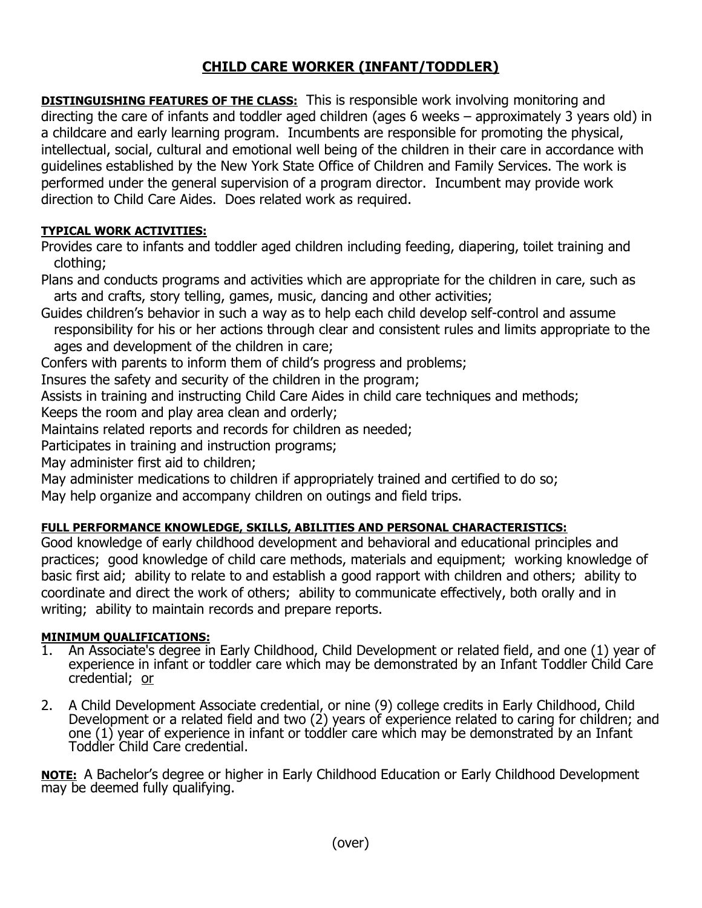# CHILD CARE WORKER (INFANT/TODDLER)

**DISTINGUISHING FEATURES OF THE CLASS:** This is responsible work involving monitoring and directing the care of infants and toddler aged children (ages 6 weeks – approximately 3 years old) in a childcare and early learning program. Incumbents are responsible for promoting the physical, intellectual, social, cultural and emotional well being of the children in their care in accordance with guidelines established by the New York State Office of Children and Family Services. The work is performed under the general supervision of a program director. Incumbent may provide work direction to Child Care Aides. Does related work as required.

**TYPICAL WORK ACTIVITIES:**

Provides care to infants and toddler aged children including feeding, diapering, toilet training and clothing;

Plans and conducts programs and activities which are appropriate for the children in care, such as arts and crafts, story telling, games, music, dancing and other activities;

Guides children's behavior in such a way as to help each child develop self-control and assume responsibility for his or her actions through clear and consistent rules and limits appropriate to the ages and development of the children in care;

Confers with parents to inform them of child's progress and problems;

Insures the safety and security of the children in the program;

Assists in training and instructing Child Care Aides in child care techniques and methods;

Keeps the room and play area clean and orderly;

Maintains related reports and records for children as needed;

Participates in training and instruction programs;

May administer first aid to children;

May administer medications to children if appropriately trained and certified to do so;

May help organize and accompany children on outings and field trips.

**FULL PERFORMANCE KNOWLEDGE, SKILLS, ABILITIES AND PERSONAL CHARACTERISTICS:**

Good knowledge of early childhood development and behavioral and educational principles and practices; good knowledge of child care methods, materials and equipment; working knowledge of basic first aid; ability to relate to and establish a good rapport with children and others; ability to coordinate and direct the work of others; ability to communicate effectively, both orally and in writing; ability to maintain records and prepare reports.

**MINIMUM QUALIFICATIONS:**

1. An Associate's degree in Early Childhood, Child Development or related field, and one (1) year of experience in infant or toddler care which may be demonstrated by an Infant Toddler Child Care credential; or

2. A Child Development Associate credential, or nine (9) college credits in Early Childhood, Child Development or a related field and two (2) years of experience related to caring for children; and one (1) year of experience in infant or toddler care which may be demonstrated by an Infant Toddler Child Care credential.

**NOTE:** A Bachelor's degree or higher in Early Childhood Education or Early Childhood Development may be deemed fully qualifying.

(over)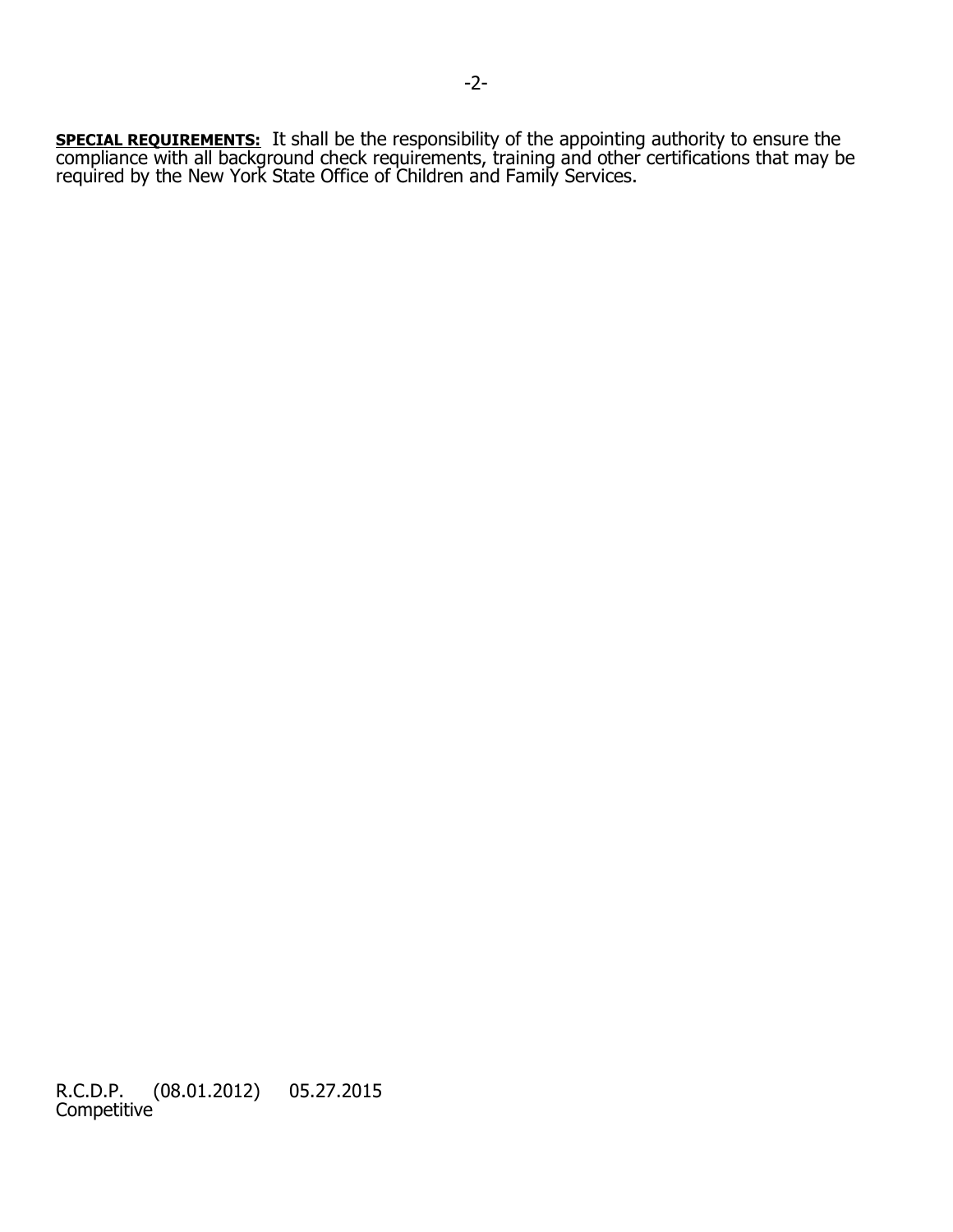**SPECIAL REQUIREMENTS:** It shall be the responsibility of the appointing authority to ensure the compliance with all background check requirements, training and other certifications that may be required by the New York State Office of Children and Family Services.

R.C.D.P. (08.01.2012) 05.27.2015
Competitive